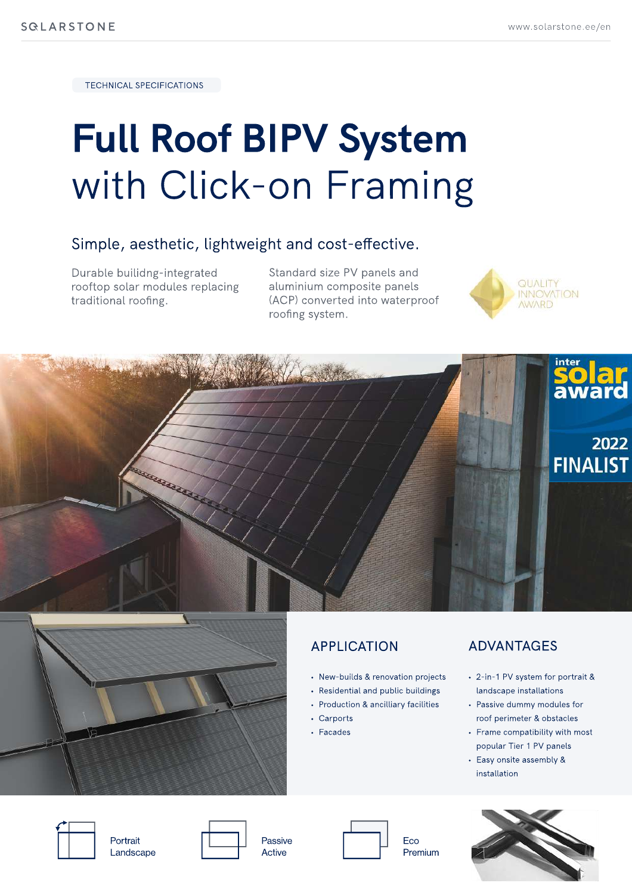TECHNICAL SPECIFICATIONS

# Full Roof BIPV System with Click-on Framing

## Simple, aesthetic, lightweight and cost-effective.

Durable builidng-integrated rooftop solar modules replacing traditional roofing.

Standard size PV panels and aluminium composite panels (ACP) converted into waterproof roofing system.

QUALITY INNOVATION AWARD

inter solar award 2022 FINALIST

## APPLICATION

- New-builds & renovation projects
- Residential and public buildings
- Production & ancilliary facilities
- Carports
- Facades

## ADVANTAGES

- 2-in-1 PV system for portrait & landscape installations
- Passive dummy modules for roof perimeter & obstacles
- Frame compatibility with most popular Tier 1 PV panels
- Easy onsite assembly & installation

Portrait
Landscape

Passive
Active

Eco
Premium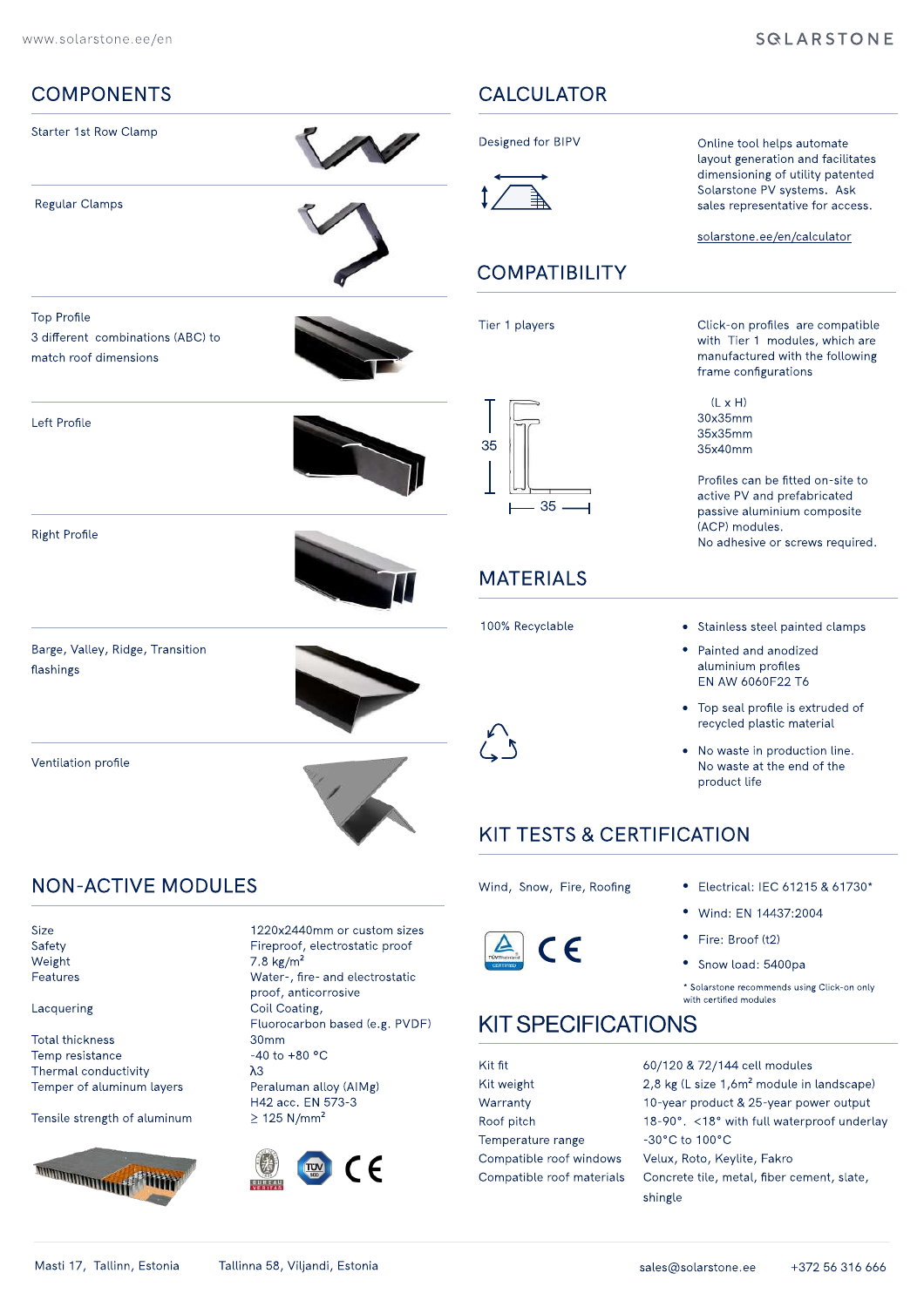## COMPONENTS

Starter 1st Row Clamp

Regular Clamps

Top Profile
3 different combinations (ABC) to match roof dimensions

Left Profile

Right Profile

Barge, Valley, Ridge, Transition flashings

Ventilation profile

## NON-ACTIVE MODULES

| | |
|---|---|
| Size | 1220x2440mm or custom sizes |
| Safety | Fireproof, electrostatic proof |
| Weight | 7.8 kg/m² |
| Features | Water-, fire- and electrostatic proof, anticorrosive |
| Lacquering | Coil Coating, Fluorocarbon based (e.g. PVDF) |
| Total thickness | 30mm |
| Temp resistance | -40 to +80 °C |
| Thermal conductivity | λ3 |
| Temper of aluminum layers | Peraluman alloy (AlMg) H42 acc. EN 573-3 |
| Tensile strength of aluminum | ≥ 125 N/mm² |

## CALCULATOR

Designed for BIPV

Online tool helps automate layout generation and facilitates dimensioning of utility patented Solarstone PV systems. Ask sales representative for access.

solarstone.ee/en/calculator

## COMPATIBILITY

Tier 1 players

Click-on profiles are compatible with Tier 1 modules, which are manufactured with the following frame configurations

(L x H)
30x35mm
35x35mm
35x40mm

35
35

Profiles can be fitted on-site to active PV and prefabricated passive aluminium composite (ACP) modules.
No adhesive or screws required.

## MATERIALS

100% Recyclable

- Stainless steel painted clamps
- Painted and anodized aluminium profiles EN AW 6060F22 T6
- Top seal profile is extruded of recycled plastic material
- No waste in production line. No waste at the end of the product life

## KIT TESTS & CERTIFICATION

Wind, Snow, Fire, Roofing

- Electrical: IEC 61215 & 61730*
- Wind: EN 14437:2004
- Fire: Broof (t2)
- Snow load: 5400pa

\* Solarstone recommends using Click-on only with certified modules

## KIT SPECIFICATIONS

| | |
|---|---|
| Kit fit | 60/120 & 72/144 cell modules |
| Kit weight | 2,8 kg (L size 1,6m² module in landscape) |
| Warranty | 10-year product & 25-year power output |
| Roof pitch | 18-90°. <18° with full waterproof underlay |
| Temperature range | -30°C to 100°C |
| Compatible roof windows | Velux, Roto, Keylite, Fakro |
| Compatible roof materials | Concrete tile, metal, fiber cement, slate, shingle |

Masti 17, Tallinn, Estonia    Tallinna 58, Viljandi, Estonia    sales@solarstone.ee    +372 56 316 666